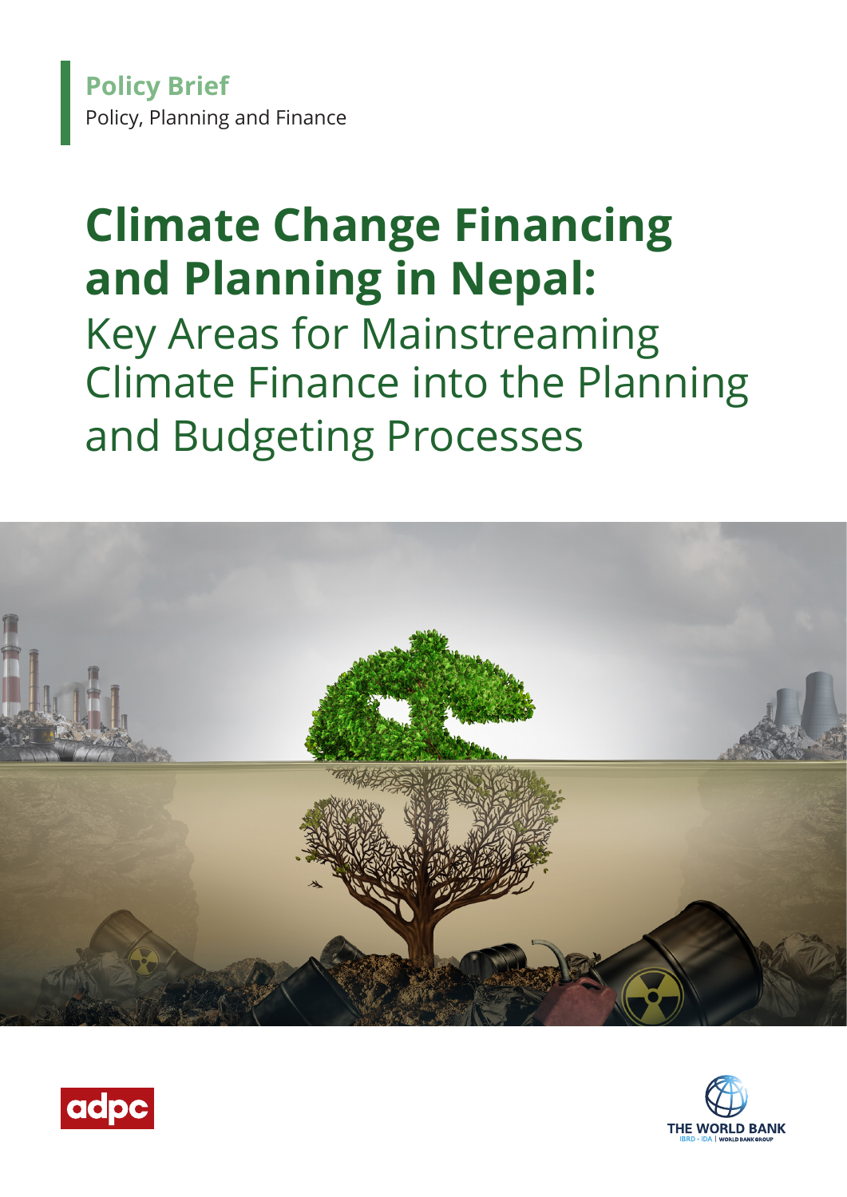**Policy Brief**

Policy, Planning and Finance

# Climate Change Financing and Planning in Nepal:

## Key Areas for Mainstreaming Climate Finance into the Planning and Budgeting Processes

adpc

THE WORLD BANK
IBRD · IDA | WORLD BANK GROUP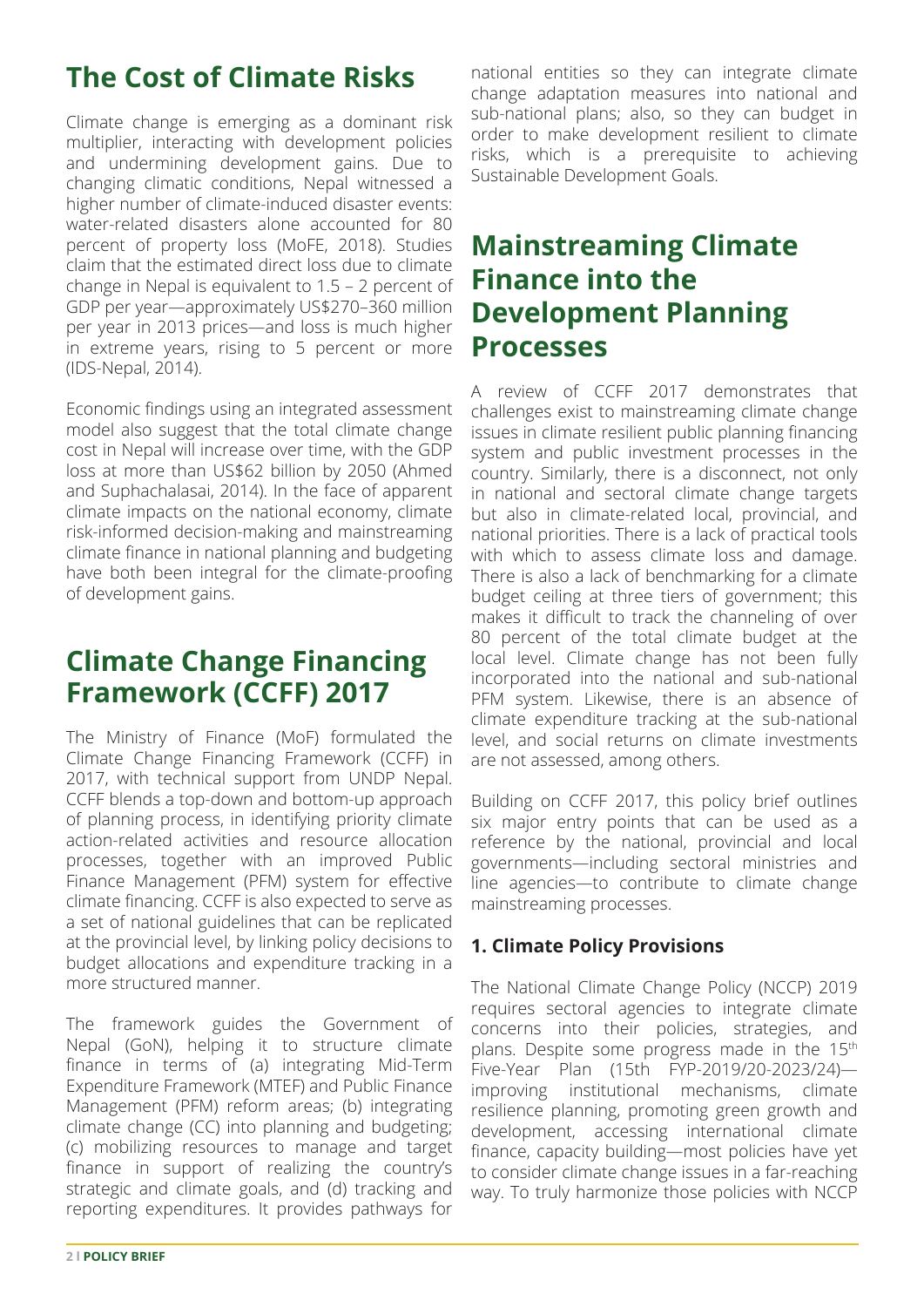## The Cost of Climate Risks

Climate change is emerging as a dominant risk multiplier, interacting with development policies and undermining development gains. Due to changing climatic conditions, Nepal witnessed a higher number of climate-induced disaster events: water-related disasters alone accounted for 80 percent of property loss (MoFE, 2018). Studies claim that the estimated direct loss due to climate change in Nepal is equivalent to 1.5 – 2 percent of GDP per year—approximately US$270–360 million per year in 2013 prices—and loss is much higher in extreme years, rising to 5 percent or more (IDS-Nepal, 2014).

Economic findings using an integrated assessment model also suggest that the total climate change cost in Nepal will increase over time, with the GDP loss at more than US$62 billion by 2050 (Ahmed and Suphachalasai, 2014). In the face of apparent climate impacts on the national economy, climate risk-informed decision-making and mainstreaming climate finance in national planning and budgeting have both been integral for the climate-proofing of development gains.

## Climate Change Financing Framework (CCFF) 2017

The Ministry of Finance (MoF) formulated the Climate Change Financing Framework (CCFF) in 2017, with technical support from UNDP Nepal. CCFF blends a top-down and bottom-up approach of planning process, in identifying priority climate action-related activities and resource allocation processes, together with an improved Public Finance Management (PFM) system for effective climate financing. CCFF is also expected to serve as a set of national guidelines that can be replicated at the provincial level, by linking policy decisions to budget allocations and expenditure tracking in a more structured manner.

The framework guides the Government of Nepal (GoN), helping it to structure climate finance in terms of (a) integrating Mid-Term Expenditure Framework (MTEF) and Public Finance Management (PFM) reform areas; (b) integrating climate change (CC) into planning and budgeting; (c) mobilizing resources to manage and target finance in support of realizing the country's strategic and climate goals, and (d) tracking and reporting expenditures. It provides pathways for national entities so they can integrate climate change adaptation measures into national and sub-national plans; also, so they can budget in order to make development resilient to climate risks, which is a prerequisite to achieving Sustainable Development Goals.

## Mainstreaming Climate Finance into the Development Planning Processes

A review of CCFF 2017 demonstrates that challenges exist to mainstreaming climate change issues in climate resilient public planning financing system and public investment processes in the country. Similarly, there is a disconnect, not only in national and sectoral climate change targets but also in climate-related local, provincial, and national priorities. There is a lack of practical tools with which to assess climate loss and damage. There is also a lack of benchmarking for a climate budget ceiling at three tiers of government; this makes it difficult to track the channeling of over 80 percent of the total climate budget at the local level. Climate change has not been fully incorporated into the national and sub-national PFM system. Likewise, there is an absence of climate expenditure tracking at the sub-national level, and social returns on climate investments are not assessed, among others.

Building on CCFF 2017, this policy brief outlines six major entry points that can be used as a reference by the national, provincial and local governments—including sectoral ministries and line agencies—to contribute to climate change mainstreaming processes.

### 1. Climate Policy Provisions

The National Climate Change Policy (NCCP) 2019 requires sectoral agencies to integrate climate concerns into their policies, strategies, and plans. Despite some progress made in the 15th Five-Year Plan (15th FYP-2019/20-2023/24)—improving institutional mechanisms, climate resilience planning, promoting green growth and development, accessing international climate finance, capacity building—most policies have yet to consider climate change issues in a far-reaching way. To truly harmonize those policies with NCCP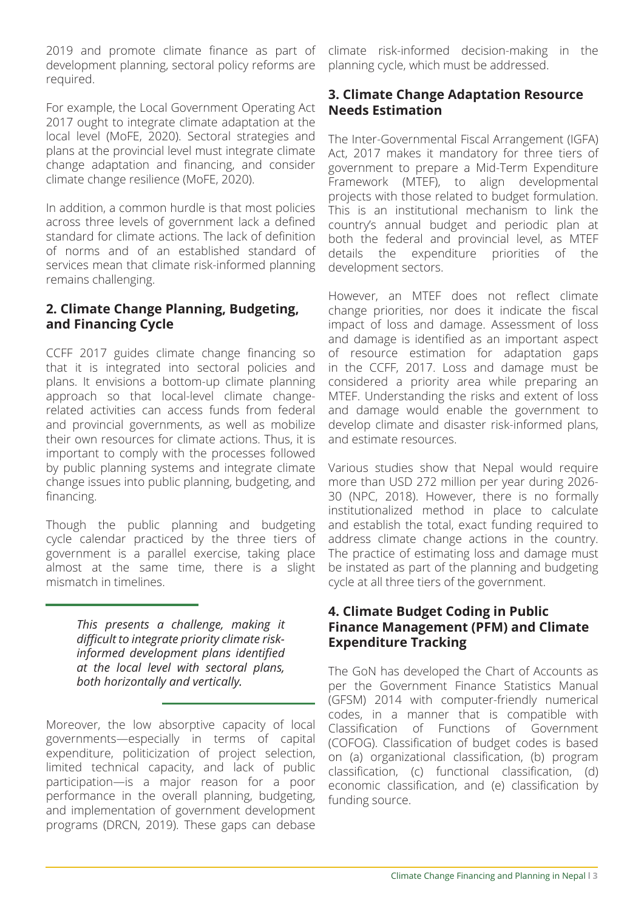2019 and promote climate finance as part of development planning, sectoral policy reforms are required.

For example, the Local Government Operating Act 2017 ought to integrate climate adaptation at the local level (MoFE, 2020). Sectoral strategies and plans at the provincial level must integrate climate change adaptation and financing, and consider climate change resilience (MoFE, 2020).

In addition, a common hurdle is that most policies across three levels of government lack a defined standard for climate actions. The lack of definition of norms and of an established standard of services mean that climate risk-informed planning remains challenging.

## 2. Climate Change Planning, Budgeting, and Financing Cycle

CCFF 2017 guides climate change financing so that it is integrated into sectoral policies and plans. It envisions a bottom-up climate planning approach so that local-level climate change-related activities can access funds from federal and provincial governments, as well as mobilize their own resources for climate actions. Thus, it is important to comply with the processes followed by public planning systems and integrate climate change issues into public planning, budgeting, and financing.

Though the public planning and budgeting cycle calendar practiced by the three tiers of government is a parallel exercise, taking place almost at the same time, there is a slight mismatch in timelines.

*This presents a challenge, making it difficult to integrate priority climate risk-informed development plans identified at the local level with sectoral plans, both horizontally and vertically.*

Moreover, the low absorptive capacity of local governments—especially in terms of capital expenditure, politicization of project selection, limited technical capacity, and lack of public participation—is a major reason for a poor performance in the overall planning, budgeting, and implementation of government development programs (DRCN, 2019). These gaps can debase climate risk-informed decision-making in the planning cycle, which must be addressed.

## 3. Climate Change Adaptation Resource Needs Estimation

The Inter-Governmental Fiscal Arrangement (IGFA) Act, 2017 makes it mandatory for three tiers of government to prepare a Mid-Term Expenditure Framework (MTEF), to align developmental projects with those related to budget formulation. This is an institutional mechanism to link the country's annual budget and periodic plan at both the federal and provincial level, as MTEF details the expenditure priorities of the development sectors.

However, an MTEF does not reflect climate change priorities, nor does it indicate the fiscal impact of loss and damage. Assessment of loss and damage is identified as an important aspect of resource estimation for adaptation gaps in the CCFF, 2017. Loss and damage must be considered a priority area while preparing an MTEF. Understanding the risks and extent of loss and damage would enable the government to develop climate and disaster risk-informed plans, and estimate resources.

Various studies show that Nepal would require more than USD 272 million per year during 2026-30 (NPC, 2018). However, there is no formally institutionalized method in place to calculate and establish the total, exact funding required to address climate change actions in the country. The practice of estimating loss and damage must be instated as part of the planning and budgeting cycle at all three tiers of the government.

## 4. Climate Budget Coding in Public Finance Management (PFM) and Climate Expenditure Tracking

The GoN has developed the Chart of Accounts as per the Government Finance Statistics Manual (GFSM) 2014 with computer-friendly numerical codes, in a manner that is compatible with Classification of Functions of Government (COFOG). Classification of budget codes is based on (a) organizational classification, (b) program classification, (c) functional classification, (d) economic classification, and (e) classification by funding source.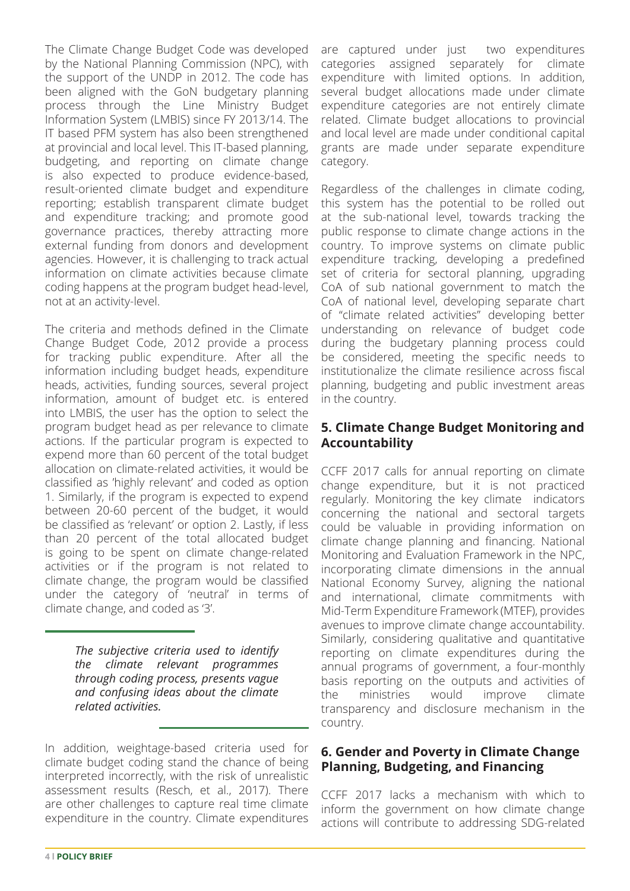The Climate Change Budget Code was developed by the National Planning Commission (NPC), with the support of the UNDP in 2012. The code has been aligned with the GoN budgetary planning process through the Line Ministry Budget Information System (LMBIS) since FY 2013/14. The IT based PFM system has also been strengthened at provincial and local level. This IT-based planning, budgeting, and reporting on climate change is also expected to produce evidence-based, result-oriented climate budget and expenditure reporting; establish transparent climate budget and expenditure tracking; and promote good governance practices, thereby attracting more external funding from donors and development agencies. However, it is challenging to track actual information on climate activities because climate coding happens at the program budget head-level, not at an activity-level.

The criteria and methods defined in the Climate Change Budget Code, 2012 provide a process for tracking public expenditure. After all the information including budget heads, expenditure heads, activities, funding sources, several project information, amount of budget etc. is entered into LMBIS, the user has the option to select the program budget head as per relevance to climate actions. If the particular program is expected to expend more than 60 percent of the total budget allocation on climate-related activities, it would be classified as 'highly relevant' and coded as option 1. Similarly, if the program is expected to expend between 20-60 percent of the budget, it would be classified as 'relevant' or option 2. Lastly, if less than 20 percent of the total allocated budget is going to be spent on climate change-related activities or if the program is not related to climate change, the program would be classified under the category of 'neutral' in terms of climate change, and coded as '3'.

> *The subjective criteria used to identify the climate relevant programmes through coding process, presents vague and confusing ideas about the climate related activities.*

In addition, weightage-based criteria used for climate budget coding stand the chance of being interpreted incorrectly, with the risk of unrealistic assessment results (Resch, et al., 2017). There are other challenges to capture real time climate expenditure in the country. Climate expenditures are captured under just two expenditures categories assigned separately for climate expenditure with limited options. In addition, several budget allocations made under climate expenditure categories are not entirely climate related. Climate budget allocations to provincial and local level are made under conditional capital grants are made under separate expenditure category.

Regardless of the challenges in climate coding, this system has the potential to be rolled out at the sub-national level, towards tracking the public response to climate change actions in the country. To improve systems on climate public expenditure tracking, developing a predefined set of criteria for sectoral planning, upgrading CoA of sub national government to match the CoA of national level, developing separate chart of "climate related activities" developing better understanding on relevance of budget code during the budgetary planning process could be considered, meeting the specific needs to institutionalize the climate resilience across fiscal planning, budgeting and public investment areas in the country.

## 5. Climate Change Budget Monitoring and Accountability

CCFF 2017 calls for annual reporting on climate change expenditure, but it is not practiced regularly. Monitoring the key climate indicators concerning the national and sectoral targets could be valuable in providing information on climate change planning and financing. National Monitoring and Evaluation Framework in the NPC, incorporating climate dimensions in the annual National Economy Survey, aligning the national and international, climate commitments with Mid-Term Expenditure Framework (MTEF), provides avenues to improve climate change accountability. Similarly, considering qualitative and quantitative reporting on climate expenditures during the annual programs of government, a four-monthly basis reporting on the outputs and activities of the ministries would improve climate transparency and disclosure mechanism in the country.

## 6. Gender and Poverty in Climate Change Planning, Budgeting, and Financing

CCFF 2017 lacks a mechanism with which to inform the government on how climate change actions will contribute to addressing SDG-related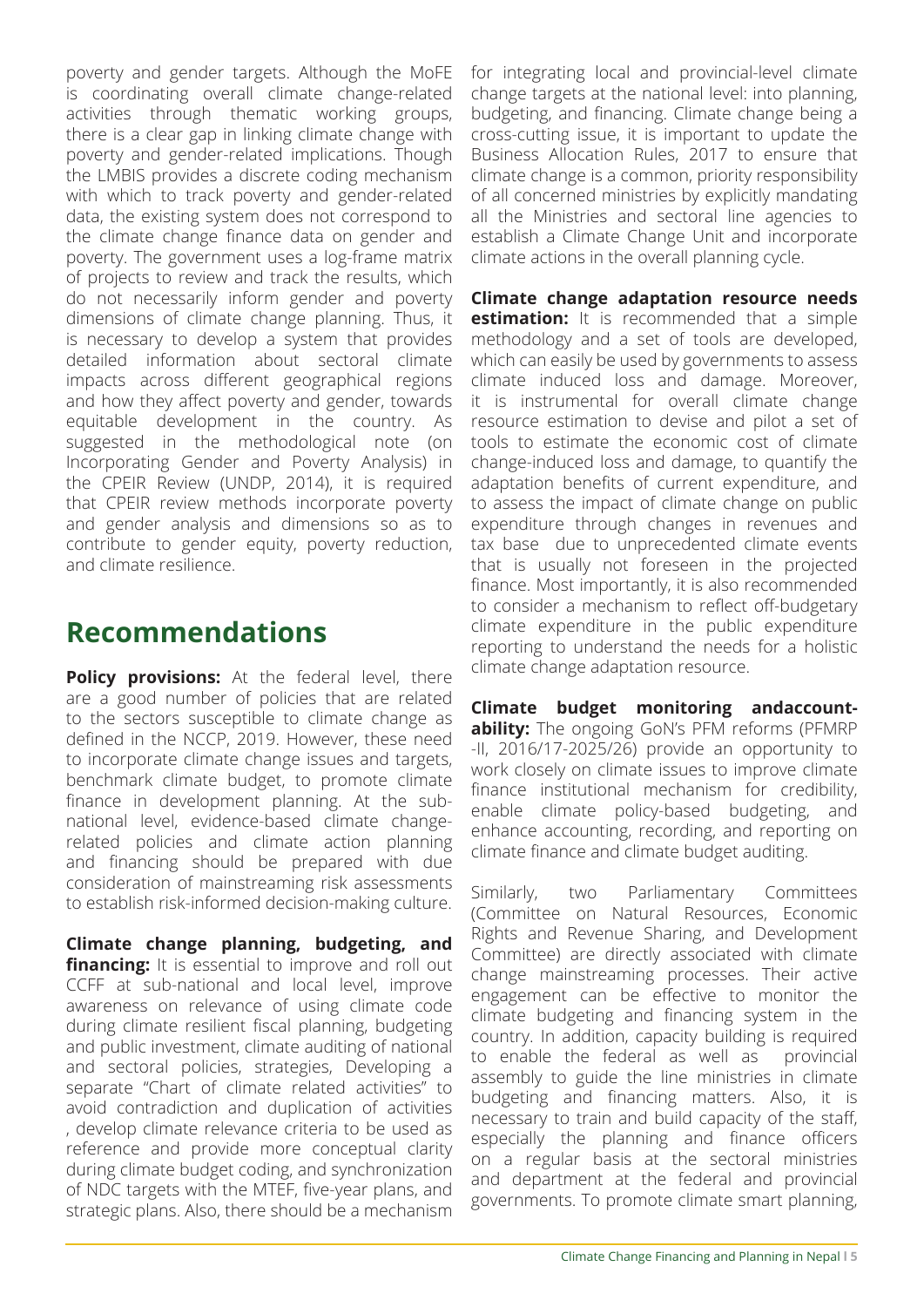poverty and gender targets. Although the MoFE is coordinating overall climate change-related activities through thematic working groups, there is a clear gap in linking climate change with poverty and gender-related implications. Though the LMBIS provides a discrete coding mechanism with which to track poverty and gender-related data, the existing system does not correspond to the climate change finance data on gender and poverty. The government uses a log-frame matrix of projects to review and track the results, which do not necessarily inform gender and poverty dimensions of climate change planning. Thus, it is necessary to develop a system that provides detailed information about sectoral climate impacts across different geographical regions and how they affect poverty and gender, towards equitable development in the country. As suggested in the methodological note (on Incorporating Gender and Poverty Analysis) in the CPEIR Review (UNDP, 2014), it is required that CPEIR review methods incorporate poverty and gender analysis and dimensions so as to contribute to gender equity, poverty reduction, and climate resilience.

## Recommendations

**Policy provisions:** At the federal level, there are a good number of policies that are related to the sectors susceptible to climate change as defined in the NCCP, 2019. However, these need to incorporate climate change issues and targets, benchmark climate budget, to promote climate finance in development planning. At the sub-national level, evidence-based climate change-related policies and climate action planning and financing should be prepared with due consideration of mainstreaming risk assessments to establish risk-informed decision-making culture.

**Climate change planning, budgeting, and financing:** It is essential to improve and roll out CCFF at sub-national and local level, improve awareness on relevance of using climate code during climate resilient fiscal planning, budgeting and public investment, climate auditing of national and sectoral policies, strategies, Developing a separate "Chart of climate related activities" to avoid contradiction and duplication of activities , develop climate relevance criteria to be used as reference and provide more conceptual clarity during climate budget coding, and synchronization of NDC targets with the MTEF, five-year plans, and strategic plans. Also, there should be a mechanism for integrating local and provincial-level climate change targets at the national level: into planning, budgeting, and financing. Climate change being a cross-cutting issue, it is important to update the Business Allocation Rules, 2017 to ensure that climate change is a common, priority responsibility of all concerned ministries by explicitly mandating all the Ministries and sectoral line agencies to establish a Climate Change Unit and incorporate climate actions in the overall planning cycle.

**Climate change adaptation resource needs estimation:** It is recommended that a simple methodology and a set of tools are developed, which can easily be used by governments to assess climate induced loss and damage. Moreover, it is instrumental for overall climate change resource estimation to devise and pilot a set of tools to estimate the economic cost of climate change-induced loss and damage, to quantify the adaptation benefits of current expenditure, and to assess the impact of climate change on public expenditure through changes in revenues and tax base due to unprecedented climate events that is usually not foreseen in the projected finance. Most importantly, it is also recommended to consider a mechanism to reflect off-budgetary climate expenditure in the public expenditure reporting to understand the needs for a holistic climate change adaptation resource.

**Climate budget monitoring andaccount-ability:** The ongoing GoN's PFM reforms (PFMRP -II, 2016/17-2025/26) provide an opportunity to work closely on climate issues to improve climate finance institutional mechanism for credibility, enable climate policy-based budgeting, and enhance accounting, recording, and reporting on climate finance and climate budget auditing.

Similarly, two Parliamentary Committees (Committee on Natural Resources, Economic Rights and Revenue Sharing, and Development Committee) are directly associated with climate change mainstreaming processes. Their active engagement can be effective to monitor the climate budgeting and financing system in the country. In addition, capacity building is required to enable the federal as well as provincial assembly to guide the line ministries in climate budgeting and financing matters. Also, it is necessary to train and build capacity of the staff, especially the planning and finance officers on a regular basis at the sectoral ministries and department at the federal and provincial governments. To promote climate smart planning,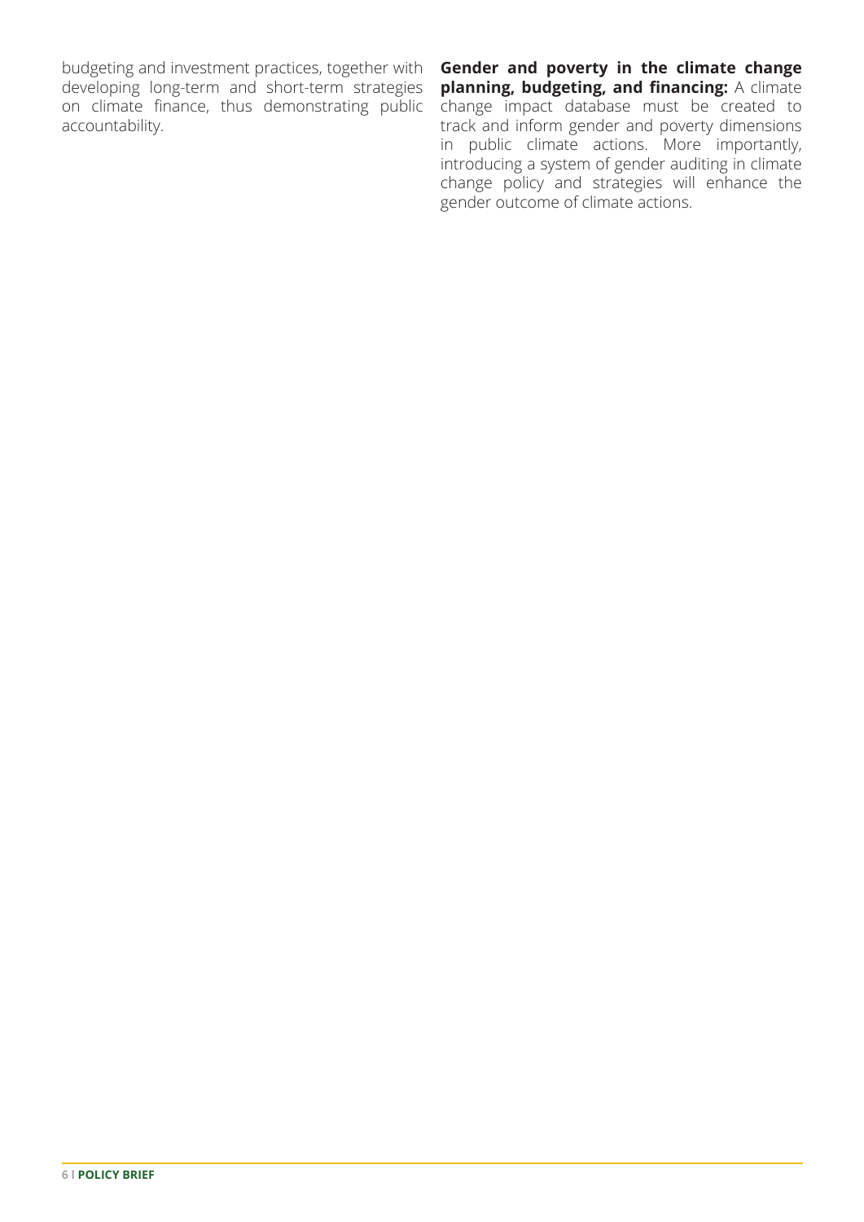budgeting and investment practices, together with developing long-term and short-term strategies on climate finance, thus demonstrating public accountability.

**Gender and poverty in the climate change planning, budgeting, and financing:** A climate change impact database must be created to track and inform gender and poverty dimensions in public climate actions. More importantly, introducing a system of gender auditing in climate change policy and strategies will enhance the gender outcome of climate actions.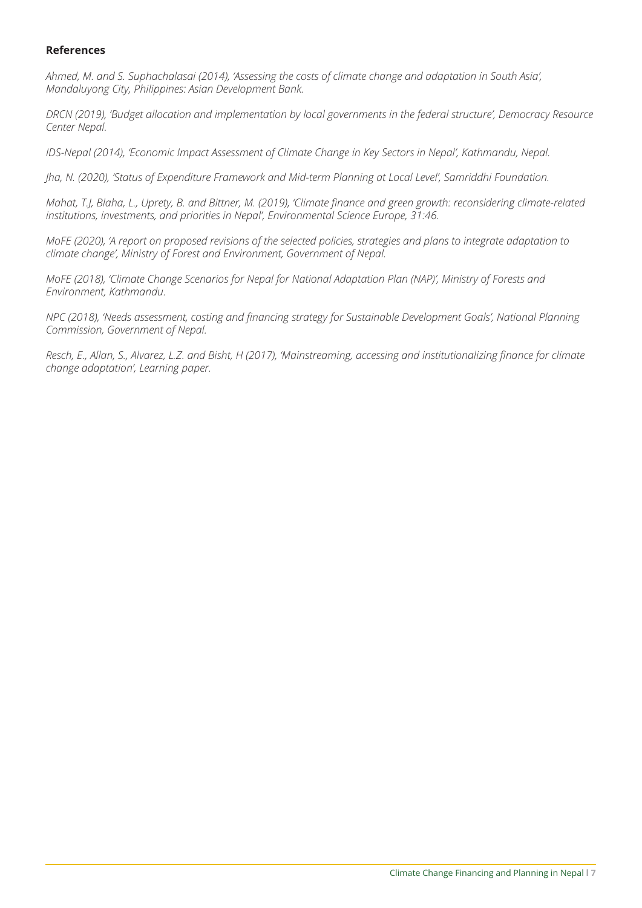### References

*Ahmed, M. and S. Suphachalasai (2014), 'Assessing the costs of climate change and adaptation in South Asia', Mandaluyong City, Philippines: Asian Development Bank.*

*DRCN (2019), 'Budget allocation and implementation by local governments in the federal structure', Democracy Resource Center Nepal.*

*IDS-Nepal (2014), 'Economic Impact Assessment of Climate Change in Key Sectors in Nepal', Kathmandu, Nepal.*

*Jha, N. (2020), 'Status of Expenditure Framework and Mid-term Planning at Local Level', Samriddhi Foundation.*

*Mahat, T.J, Blaha, L., Uprety, B. and Bittner, M. (2019), 'Climate finance and green growth: reconsidering climate-related institutions, investments, and priorities in Nepal', Environmental Science Europe, 31:46.*

*MoFE (2020), 'A report on proposed revisions of the selected policies, strategies and plans to integrate adaptation to climate change', Ministry of Forest and Environment, Government of Nepal.*

*MoFE (2018), 'Climate Change Scenarios for Nepal for National Adaptation Plan (NAP)', Ministry of Forests and Environment, Kathmandu.*

*NPC (2018), 'Needs assessment, costing and financing strategy for Sustainable Development Goals', National Planning Commission, Government of Nepal.*

*Resch, E., Allan, S., Alvarez, L.Z. and Bisht, H (2017), 'Mainstreaming, accessing and institutionalizing finance for climate change adaptation', Learning paper.*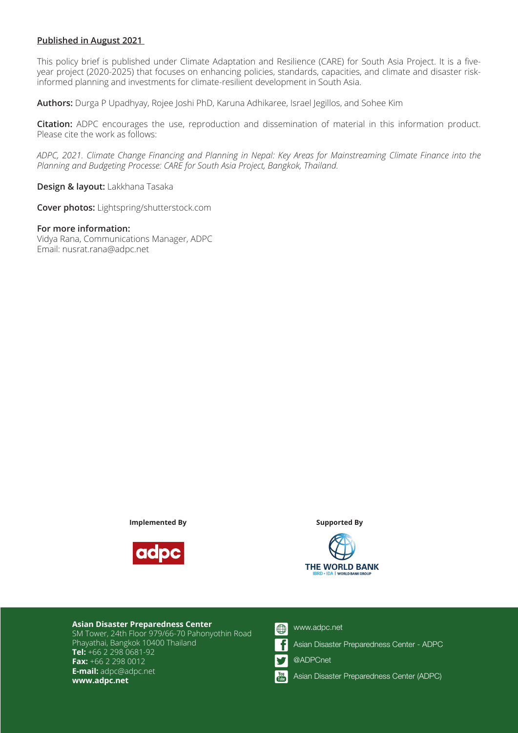**Published in August 2021**

This policy brief is published under Climate Adaptation and Resilience (CARE) for South Asia Project. It is a five-year project (2020-2025) that focuses on enhancing policies, standards, capacities, and climate and disaster risk-informed planning and investments for climate-resilient development in South Asia.

**Authors:** Durga P Upadhyay, Rojee Joshi PhD, Karuna Adhikaree, Israel Jegillos, and Sohee Kim

**Citation:** ADPC encourages the use, reproduction and dissemination of material in this information product. Please cite the work as follows:

*ADPC, 2021. Climate Change Financing and Planning in Nepal: Key Areas for Mainstreaming Climate Finance into the Planning and Budgeting Processe: CARE for South Asia Project, Bangkok, Thailand.*

**Design & layout:** Lakkhana Tasaka

**Cover photos:** Lightspring/shutterstock.com

**For more information:**
Vidya Rana, Communications Manager, ADPC
Email: nusrat.rana@adpc.net

**Implemented By**

adpc

**Supported By**

THE WORLD BANK
IBRD • IDA | WORLD BANK GROUP

**Asian Disaster Preparedness Center**
SM Tower, 24th Floor 979/66-70 Pahonyothin Road
Phayathai, Bangkok 10400 Thailand
**Tel:** +66 2 298 0681-92
**Fax:** +66 2 298 0012
**E-mail:** adpc@adpc.net
**www.adpc.net**

www.adpc.net

Asian Disaster Preparedness Center - ADPC

@ADPCnet

Asian Disaster Preparedness Center (ADPC)